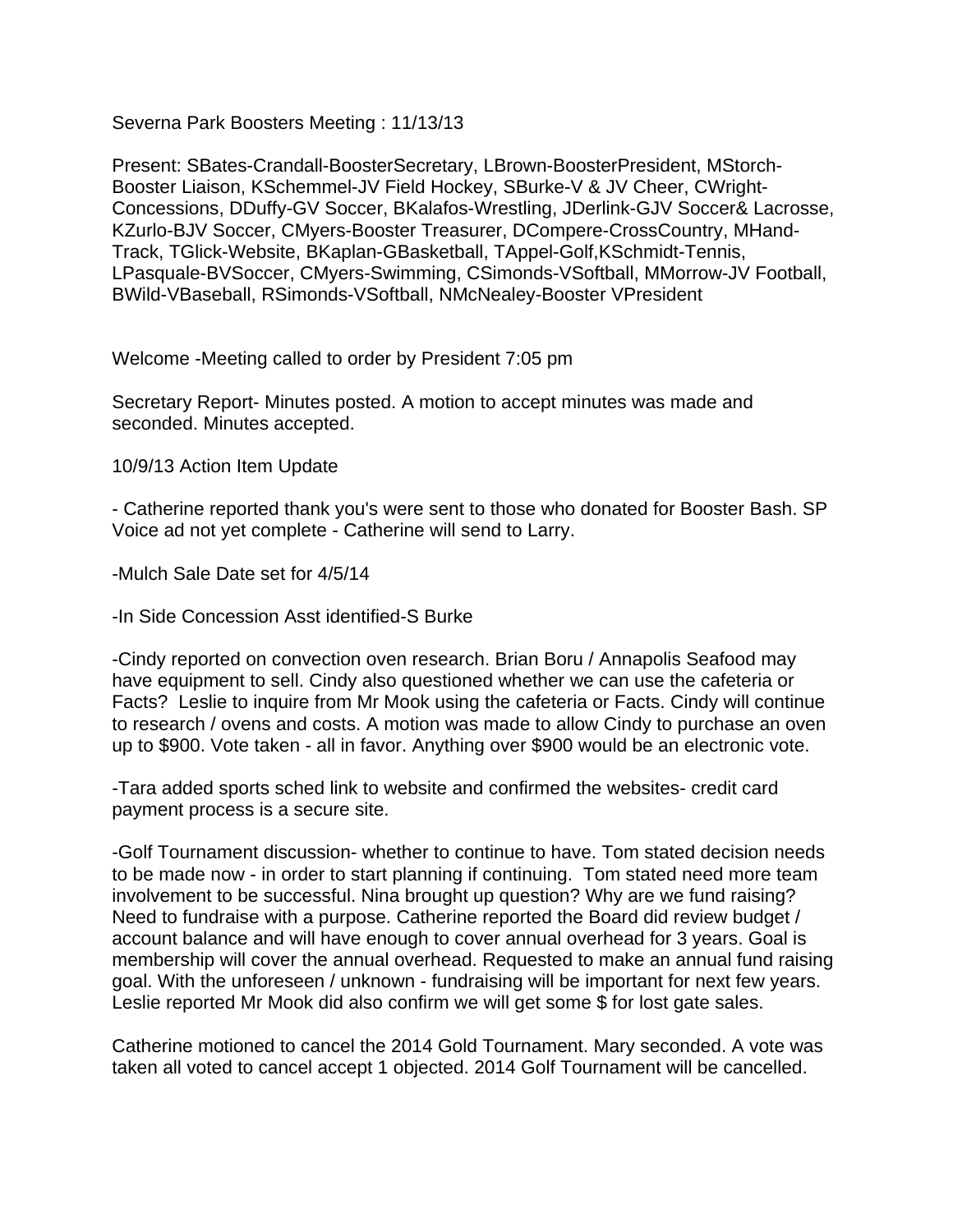Severna Park Boosters Meeting : 11/13/13

Present: SBates-Crandall-BoosterSecretary, LBrown-BoosterPresident, MStorch-Booster Liaison, KSchemmel-JV Field Hockey, SBurke-V & JV Cheer, CWright-Concessions, DDuffy-GV Soccer, BKalafos-Wrestling, JDerlink-GJV Soccer& Lacrosse, KZurlo-BJV Soccer, CMyers-Booster Treasurer, DCompere-CrossCountry, MHand-Track, TGlick-Website, BKaplan-GBasketball, TAppel-Golf,KSchmidt-Tennis, LPasquale-BVSoccer, CMyers-Swimming, CSimonds-VSoftball, MMorrow-JV Football, BWild-VBaseball, RSimonds-VSoftball, NMcNealey-Booster VPresident

Welcome -Meeting called to order by President 7:05 pm

Secretary Report- Minutes posted. A motion to accept minutes was made and seconded. Minutes accepted.

10/9/13 Action Item Update

- Catherine reported thank you's were sent to those who donated for Booster Bash. SP Voice ad not yet complete - Catherine will send to Larry.

-Mulch Sale Date set for 4/5/14

-In Side Concession Asst identified-S Burke

-Cindy reported on convection oven research. Brian Boru / Annapolis Seafood may have equipment to sell. Cindy also questioned whether we can use the cafeteria or Facts? Leslie to inquire from Mr Mook using the cafeteria or Facts. Cindy will continue to research / ovens and costs. A motion was made to allow Cindy to purchase an oven up to $900. Vote taken - all in favor. Anything over $900 would be an electronic vote.

-Tara added sports sched link to website and confirmed the websites- credit card payment process is a secure site.

-Golf Tournament discussion- whether to continue to have. Tom stated decision needs to be made now - in order to start planning if continuing. Tom stated need more team involvement to be successful. Nina brought up question? Why are we fund raising? Need to fundraise with a purpose. Catherine reported the Board did review budget / account balance and will have enough to cover annual overhead for 3 years. Goal is membership will cover the annual overhead. Requested to make an annual fund raising goal. With the unforeseen / unknown - fundraising will be important for next few years. Leslie reported Mr Mook did also confirm we will get some $ for lost gate sales.

Catherine motioned to cancel the 2014 Gold Tournament. Mary seconded. A vote was taken all voted to cancel accept 1 objected. 2014 Golf Tournament will be cancelled.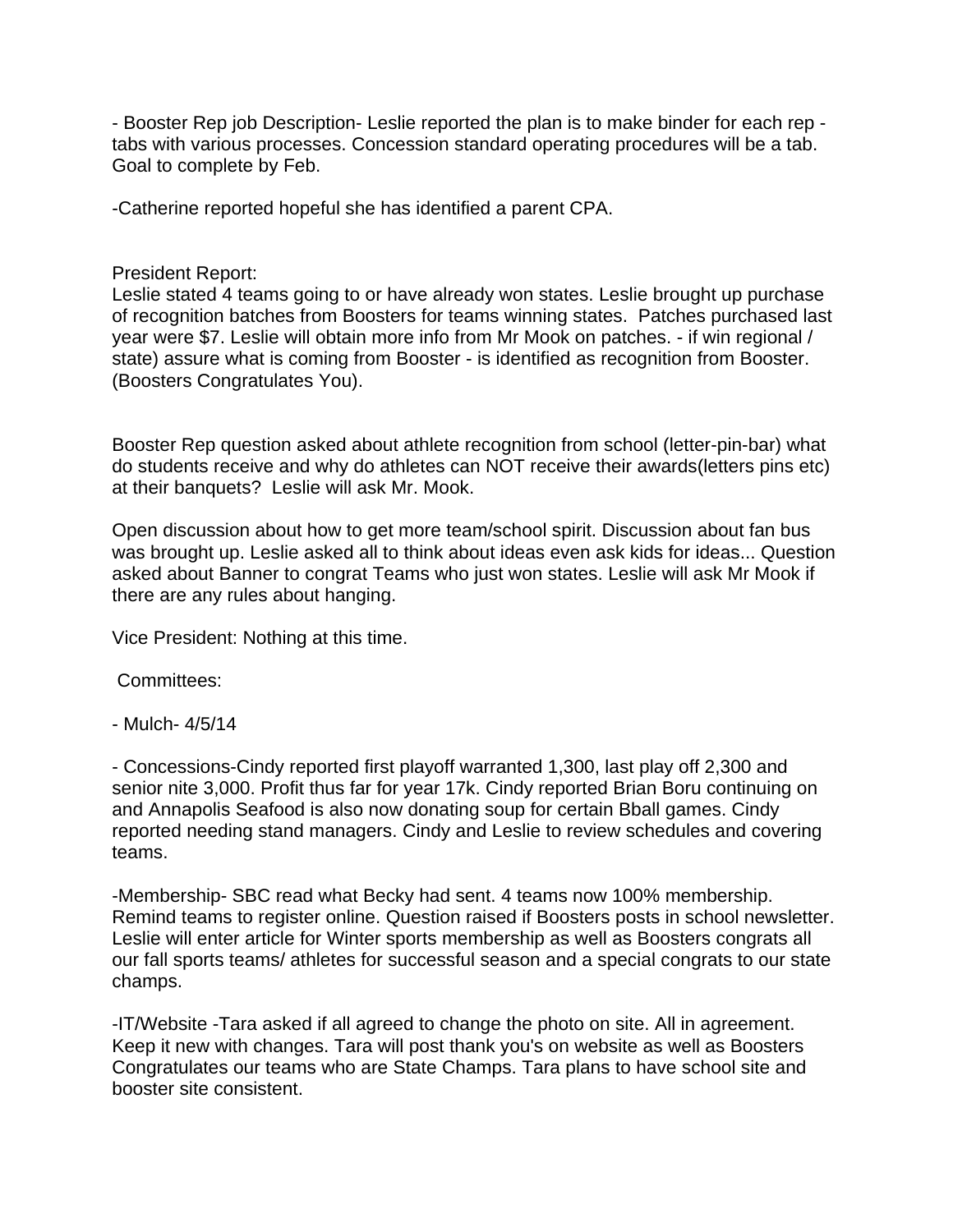- Booster Rep job Description- Leslie reported the plan is to make binder for each rep - tabs with various processes. Concession standard operating procedures will be a tab. Goal to complete by Feb.

-Catherine reported hopeful she has identified a parent CPA.

President Report:
Leslie stated 4 teams going to or have already won states. Leslie brought up purchase of recognition batches from Boosters for teams winning states. Patches purchased last year were $7. Leslie will obtain more info from Mr Mook on patches. - if win regional / state) assure what is coming from Booster - is identified as recognition from Booster. (Boosters Congratulates You).

Booster Rep question asked about athlete recognition from school (letter-pin-bar) what do students receive and why do athletes can NOT receive their awards(letters pins etc) at their banquets? Leslie will ask Mr. Mook.

Open discussion about how to get more team/school spirit. Discussion about fan bus was brought up. Leslie asked all to think about ideas even ask kids for ideas... Question asked about Banner to congrat Teams who just won states. Leslie will ask Mr Mook if there are any rules about hanging.

Vice President: Nothing at this time.

Committees:

- Mulch- 4/5/14

- Concessions-Cindy reported first playoff warranted 1,300, last play off 2,300 and senior nite 3,000. Profit thus far for year 17k. Cindy reported Brian Boru continuing on and Annapolis Seafood is also now donating soup for certain Bball games. Cindy reported needing stand managers. Cindy and Leslie to review schedules and covering teams.

-Membership- SBC read what Becky had sent. 4 teams now 100% membership. Remind teams to register online. Question raised if Boosters posts in school newsletter. Leslie will enter article for Winter sports membership as well as Boosters congrats all our fall sports teams/ athletes for successful season and a special congrats to our state champs.

-IT/Website -Tara asked if all agreed to change the photo on site. All in agreement. Keep it new with changes. Tara will post thank you's on website as well as Boosters Congratulates our teams who are State Champs. Tara plans to have school site and booster site consistent.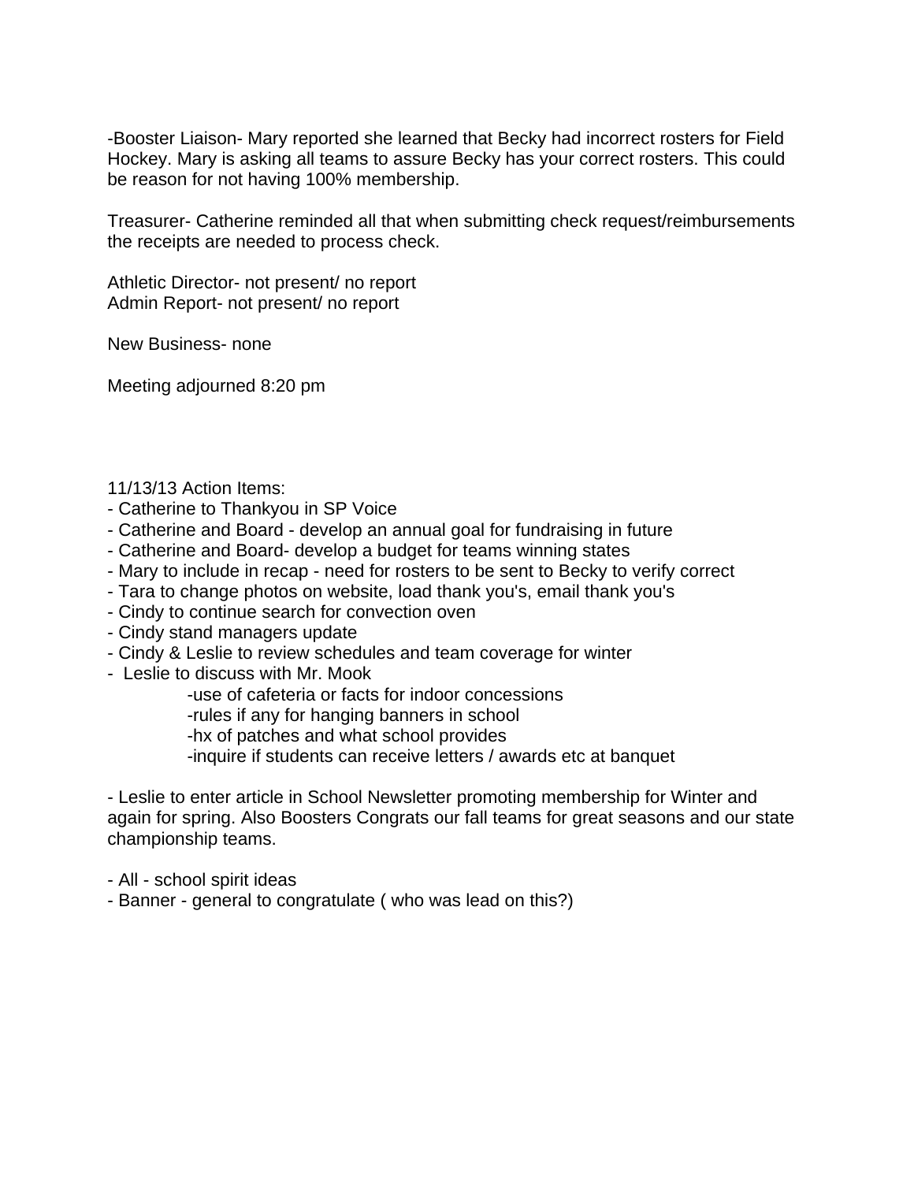-Booster Liaison- Mary reported she learned that Becky had incorrect rosters for Field Hockey. Mary is asking all teams to assure Becky has your correct rosters. This could be reason for not having 100% membership.

Treasurer- Catherine reminded all that when submitting check request/reimbursements the receipts are needed to process check.

Athletic Director- not present/ no report
Admin Report- not present/ no report

New Business- none

Meeting adjourned 8:20 pm

11/13/13 Action Items:

- Catherine to Thankyou in SP Voice
- Catherine and Board - develop an annual goal for fundraising in future
- Catherine and Board- develop a budget for teams winning states
- Mary to include in recap - need for rosters to be sent to Becky to verify correct
- Tara to change photos on website, load thank you's, email thank you's
- Cindy to continue search for convection oven
- Cindy stand managers update
- Cindy & Leslie to review schedules and team coverage for winter
- Leslie to discuss with Mr. Mook
  - -use of cafeteria or facts for indoor concessions
  - -rules if any for hanging banners in school
  - -hx of patches and what school provides
  - -inquire if students can receive letters / awards etc at banquet

- Leslie to enter article in School Newsletter promoting membership for Winter and again for spring. Also Boosters Congrats our fall teams for great seasons and our state championship teams.

- All - school spirit ideas
- Banner - general to congratulate ( who was lead on this?)